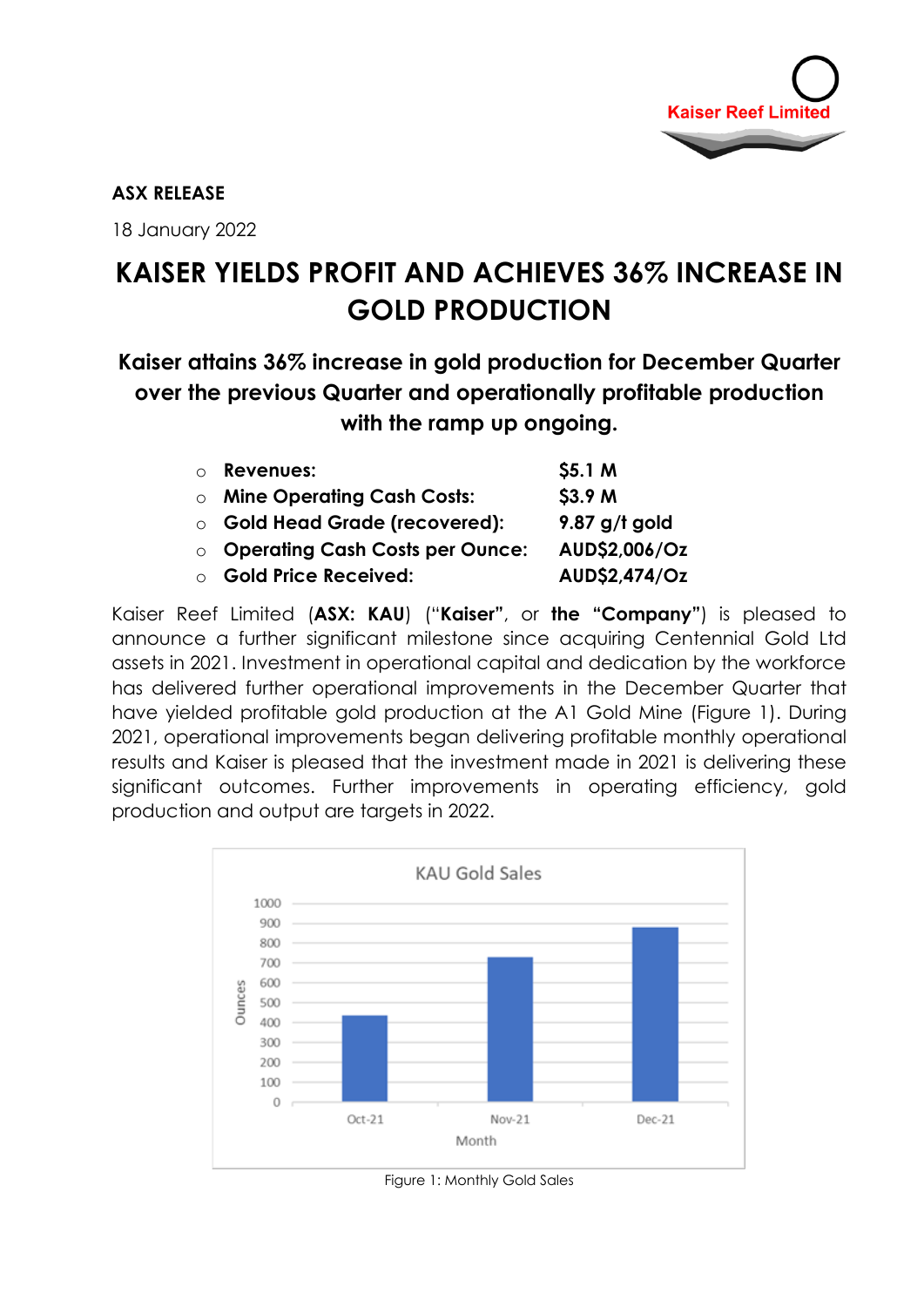**ASX RELEASE**

18 January 2022

# KAISER YIELDS PROFIT AND ACHIEVES 36% INCREASE IN GOLD PRODUCTION

## Kaiser attains 36% increase in gold production for December Quarter over the previous Quarter and operationally profitable production with the ramp up ongoing.

- **Revenues:** **$5.1 M**
- **Mine Operating Cash Costs:** **$3.9 M**
- **Gold Head Grade (recovered):** **9.87 g/t gold**
- **Operating Cash Costs per Ounce:** **AUD$2,006/Oz**
- **Gold Price Received:** **AUD$2,474/Oz**

Kaiser Reef Limited (**ASX: KAU**) ("**Kaiser**", or **the "Company"**) is pleased to announce a further significant milestone since acquiring Centennial Gold Ltd assets in 2021. Investment in operational capital and dedication by the workforce has delivered further operational improvements in the December Quarter that have yielded profitable gold production at the A1 Gold Mine (Figure 1). During 2021, operational improvements began delivering profitable monthly operational results and Kaiser is pleased that the investment made in 2021 is delivering these significant outcomes. Further improvements in operating efficiency, gold production and output are targets in 2022.

KAU Gold Sales

| Month | Ounces (approx.) |
|---|---|
| Oct-21 | 430 |
| Nov-21 | 720 |
| Dec-21 | 870 |

Figure 1: Monthly Gold Sales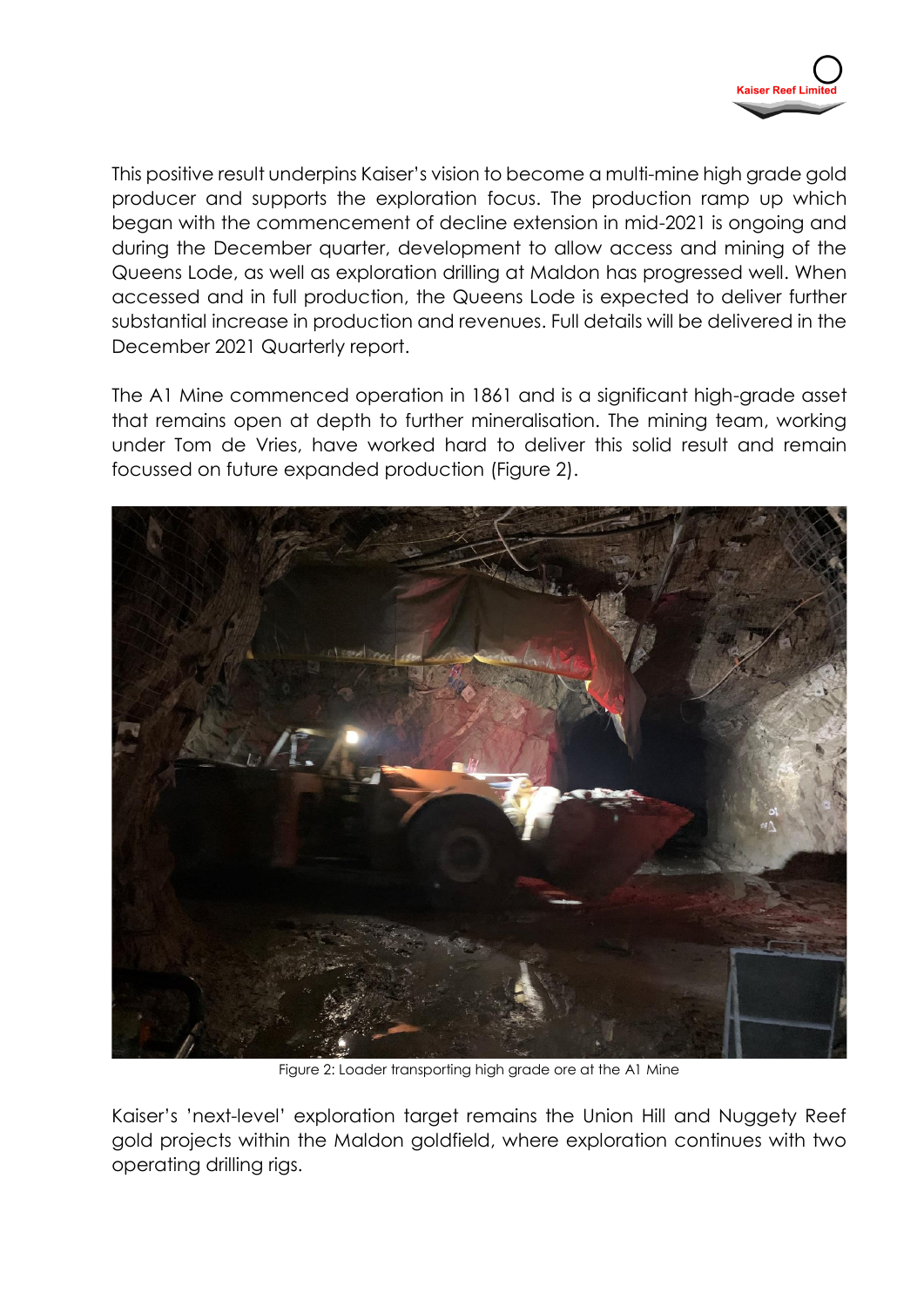This positive result underpins Kaiser's vision to become a multi-mine high grade gold producer and supports the exploration focus. The production ramp up which began with the commencement of decline extension in mid-2021 is ongoing and during the December quarter, development to allow access and mining of the Queens Lode, as well as exploration drilling at Maldon has progressed well. When accessed and in full production, the Queens Lode is expected to deliver further substantial increase in production and revenues. Full details will be delivered in the December 2021 Quarterly report.

The A1 Mine commenced operation in 1861 and is a significant high-grade asset that remains open at depth to further mineralisation. The mining team, working under Tom de Vries, have worked hard to deliver this solid result and remain focussed on future expanded production (Figure 2).

Figure 2: Loader transporting high grade ore at the A1 Mine

Kaiser's 'next-level' exploration target remains the Union Hill and Nuggety Reef gold projects within the Maldon goldfield, where exploration continues with two operating drilling rigs.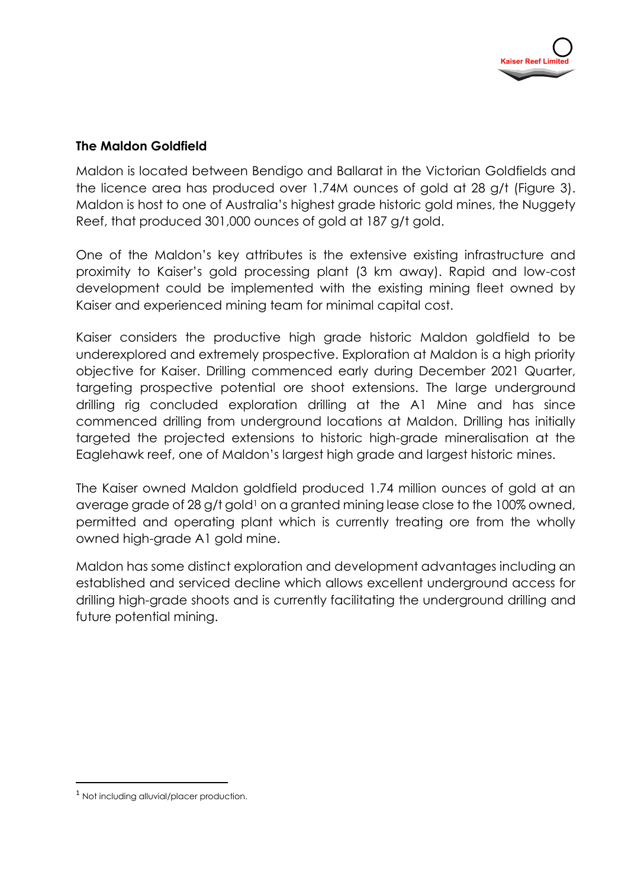## The Maldon Goldfield

Maldon is located between Bendigo and Ballarat in the Victorian Goldfields and the licence area has produced over 1.74M ounces of gold at 28 g/t (Figure 3). Maldon is host to one of Australia's highest grade historic gold mines, the Nuggety Reef, that produced 301,000 ounces of gold at 187 g/t gold.

One of the Maldon's key attributes is the extensive existing infrastructure and proximity to Kaiser's gold processing plant (3 km away). Rapid and low-cost development could be implemented with the existing mining fleet owned by Kaiser and experienced mining team for minimal capital cost.

Kaiser considers the productive high grade historic Maldon goldfield to be underexplored and extremely prospective. Exploration at Maldon is a high priority objective for Kaiser. Drilling commenced early during December 2021 Quarter, targeting prospective potential ore shoot extensions. The large underground drilling rig concluded exploration drilling at the A1 Mine and has since commenced drilling from underground locations at Maldon. Drilling has initially targeted the projected extensions to historic high-grade mineralisation at the Eaglehawk reef, one of Maldon's largest high grade and largest historic mines.

The Kaiser owned Maldon goldfield produced 1.74 million ounces of gold at an average grade of 28 g/t gold[1] on a granted mining lease close to the 100% owned, permitted and operating plant which is currently treating ore from the wholly owned high-grade A1 gold mine.

Maldon has some distinct exploration and development advantages including an established and serviced decline which allows excellent underground access for drilling high-grade shoots and is currently facilitating the underground drilling and future potential mining.

[1] Not including alluvial/placer production.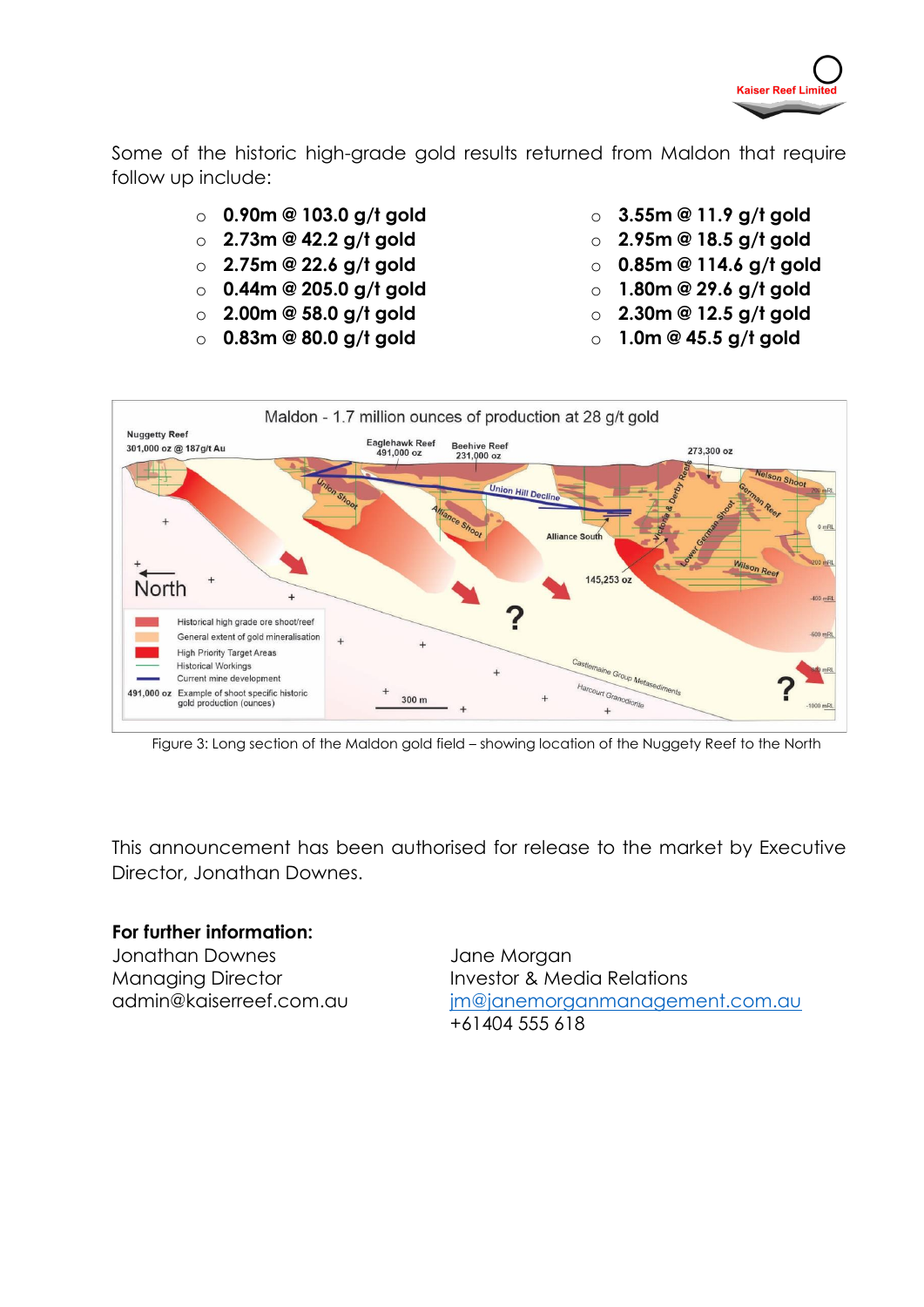Some of the historic high-grade gold results returned from Maldon that require follow up include:

- **0.90m @ 103.0 g/t gold**
- **2.73m @ 42.2 g/t gold**
- **2.75m @ 22.6 g/t gold**
- **0.44m @ 205.0 g/t gold**
- **2.00m @ 58.0 g/t gold**
- **0.83m @ 80.0 g/t gold**
- **3.55m @ 11.9 g/t gold**
- **2.95m @ 18.5 g/t gold**
- **0.85m @ 114.6 g/t gold**
- **1.80m @ 29.6 g/t gold**
- **2.30m @ 12.5 g/t gold**
- **1.0m @ 45.5 g/t gold**

Figure 3: Long section of the Maldon gold field – showing location of the Nuggety Reef to the North

This announcement has been authorised for release to the market by Executive Director, Jonathan Downes.

**For further information:**

Jonathan Downes
Managing Director
admin@kaiserreef.com.au

Jane Morgan
Investor & Media Relations
jm@janemorganmanagement.com.au
+61404 555 618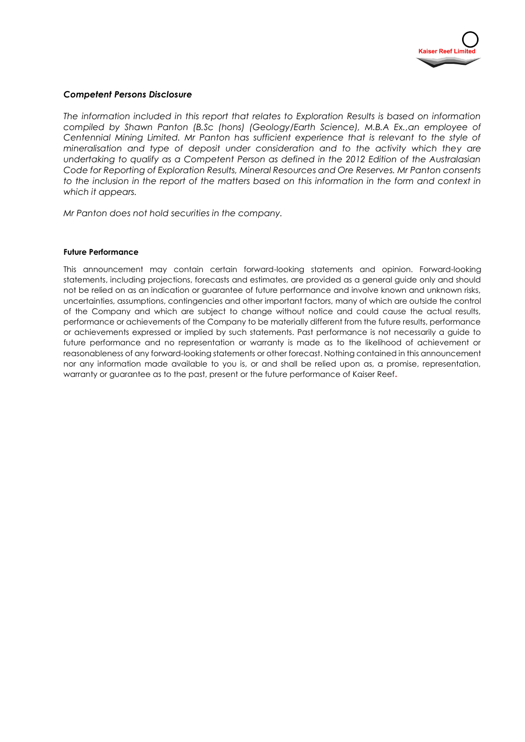### *Competent Persons Disclosure*

*The information included in this report that relates to Exploration Results is based on information compiled by Shawn Panton (B.Sc (hons) (Geology/Earth Science), M.B.A Ex.,an employee of Centennial Mining Limited. Mr Panton has sufficient experience that is relevant to the style of mineralisation and type of deposit under consideration and to the activity which they are undertaking to qualify as a Competent Person as defined in the 2012 Edition of the Australasian Code for Reporting of Exploration Results, Mineral Resources and Ore Reserves. Mr Panton consents to the inclusion in the report of the matters based on this information in the form and context in which it appears.*

*Mr Panton does not hold securities in the company.*

#### Future Performance

This announcement may contain certain forward-looking statements and opinion. Forward-looking statements, including projections, forecasts and estimates, are provided as a general guide only and should not be relied on as an indication or guarantee of future performance and involve known and unknown risks, uncertainties, assumptions, contingencies and other important factors, many of which are outside the control of the Company and which are subject to change without notice and could cause the actual results, performance or achievements of the Company to be materially different from the future results, performance or achievements expressed or implied by such statements. Past performance is not necessarily a guide to future performance and no representation or warranty is made as to the likelihood of achievement or reasonableness of any forward-looking statements or other forecast. Nothing contained in this announcement nor any information made available to you is, or and shall be relied upon as, a promise, representation, warranty or guarantee as to the past, present or the future performance of Kaiser Reef.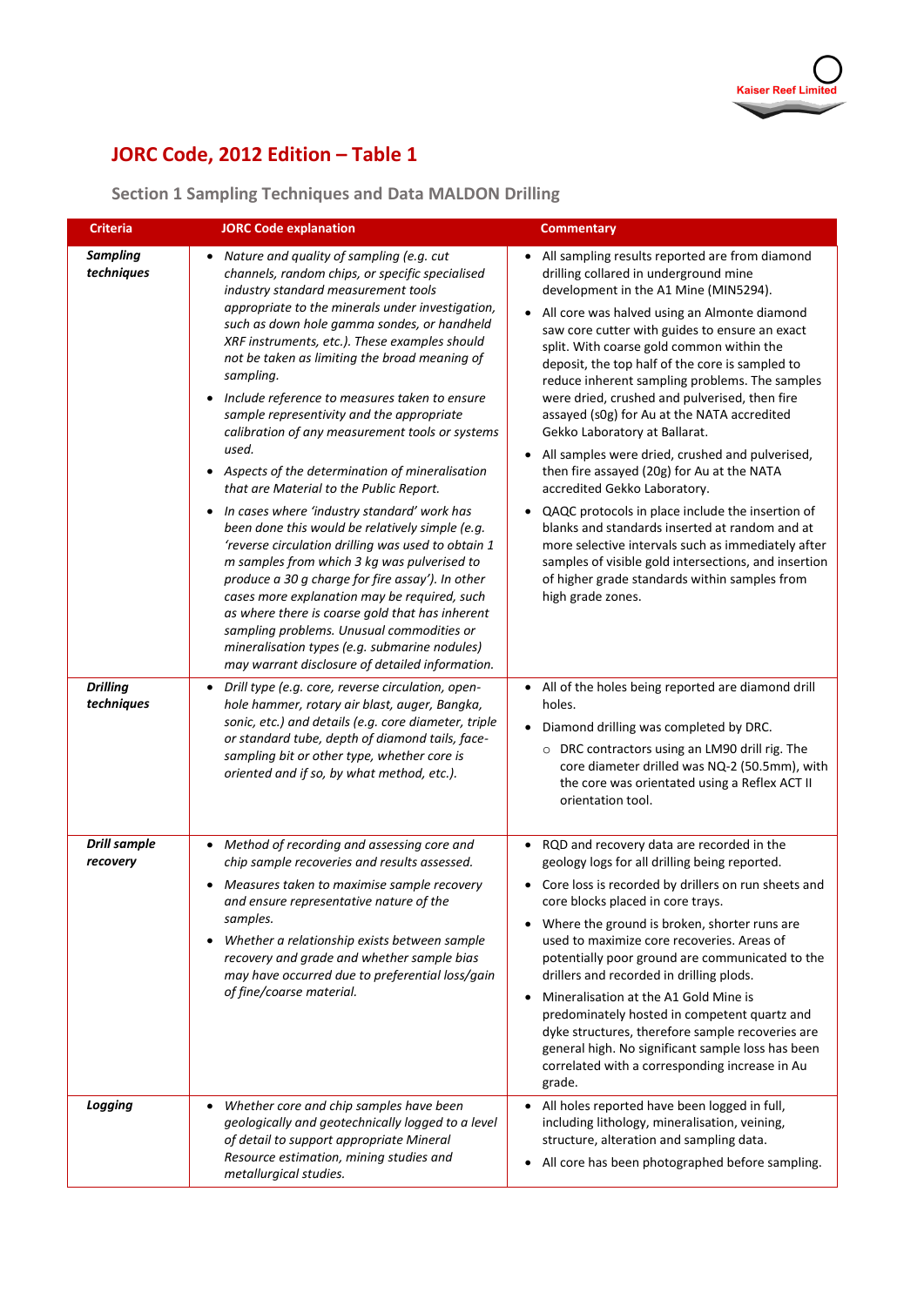# JORC Code, 2012 Edition – Table 1

## Section 1 Sampling Techniques and Data MALDON Drilling

| Criteria | JORC Code explanation | Commentary |
|---|---|---|
| ***Sampling techniques*** | • *Nature and quality of sampling (e.g. cut channels, random chips, or specific specialised industry standard measurement tools appropriate to the minerals under investigation, such as down hole gamma sondes, or handheld XRF instruments, etc.). These examples should not be taken as limiting the broad meaning of sampling.*<br>• *Include reference to measures taken to ensure sample representivity and the appropriate calibration of any measurement tools or systems used.*<br>• *Aspects of the determination of mineralisation that are Material to the Public Report.*<br>• *In cases where 'industry standard' work has been done this would be relatively simple (e.g. 'reverse circulation drilling was used to obtain 1 m samples from which 3 kg was pulverised to produce a 30 g charge for fire assay'). In other cases more explanation may be required, such as where there is coarse gold that has inherent sampling problems. Unusual commodities or mineralisation types (e.g. submarine nodules) may warrant disclosure of detailed information.* | • All sampling results reported are from diamond drilling collared in underground mine development in the A1 Mine (MIN5294).<br>• All core was halved using an Almonte diamond saw core cutter with guides to ensure an exact split. With coarse gold common within the deposit, the top half of the core is sampled to reduce inherent sampling problems. The samples were dried, crushed and pulverised, then fire assayed (s0g) for Au at the NATA accredited Gekko Laboratory at Ballarat.<br>• All samples were dried, crushed and pulverised, then fire assayed (20g) for Au at the NATA accredited Gekko Laboratory.<br>• QAQC protocols in place include the insertion of blanks and standards inserted at random and at more selective intervals such as immediately after samples of visible gold intersections, and insertion of higher grade standards within samples from high grade zones. |
| ***Drilling techniques*** | • *Drill type (e.g. core, reverse circulation, open-hole hammer, rotary air blast, auger, Bangka, sonic, etc.) and details (e.g. core diameter, triple or standard tube, depth of diamond tails, face-sampling bit or other type, whether core is oriented and if so, by what method, etc.).* | • All of the holes being reported are diamond drill holes.<br>• Diamond drilling was completed by DRC.<br>&nbsp;&nbsp;&nbsp;&nbsp;○ DRC contractors using an LM90 drill rig. The core diameter drilled was NQ-2 (50.5mm), with the core was orientated using a Reflex ACT II orientation tool. |
| ***Drill sample recovery*** | • *Method of recording and assessing core and chip sample recoveries and results assessed.*<br>• *Measures taken to maximise sample recovery and ensure representative nature of the samples.*<br>• *Whether a relationship exists between sample recovery and grade and whether sample bias may have occurred due to preferential loss/gain of fine/coarse material.* | • RQD and recovery data are recorded in the geology logs for all drilling being reported.<br>• Core loss is recorded by drillers on run sheets and core blocks placed in core trays.<br>• Where the ground is broken, shorter runs are used to maximize core recoveries. Areas of potentially poor ground are communicated to the drillers and recorded in drilling plods.<br>• Mineralisation at the A1 Gold Mine is predominately hosted in competent quartz and dyke structures, therefore sample recoveries are general high. No significant sample loss has been correlated with a corresponding increase in Au grade. |
| ***Logging*** | • *Whether core and chip samples have been geologically and geotechnically logged to a level of detail to support appropriate Mineral Resource estimation, mining studies and metallurgical studies.* | • All holes reported have been logged in full, including lithology, mineralisation, veining, structure, alteration and sampling data.<br>• All core has been photographed before sampling. |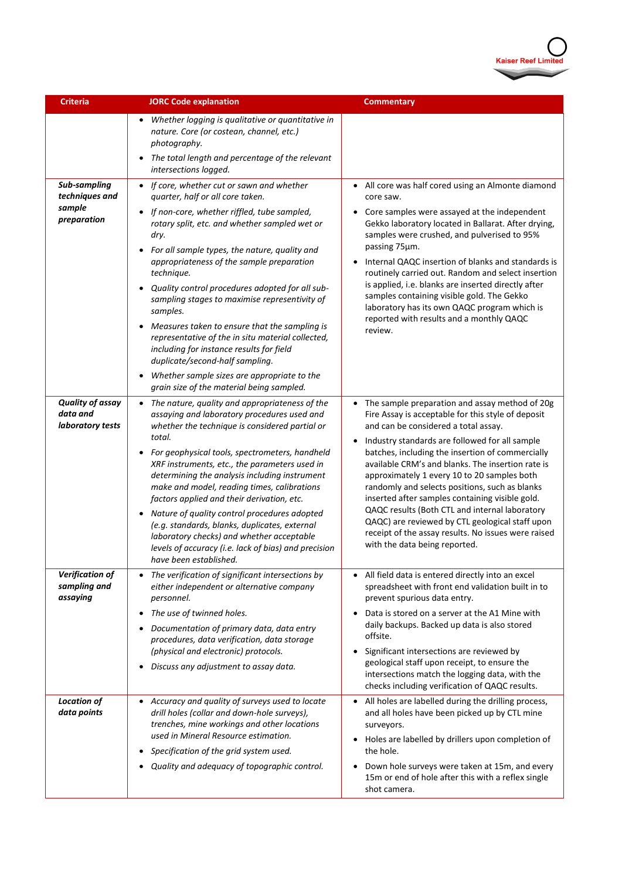| Criteria | JORC Code explanation | Commentary |
|---|---|---|
| | • *Whether logging is qualitative or quantitative in nature. Core (or costean, channel, etc.) photography.*<br>• *The total length and percentage of the relevant intersections logged.* | |
| ***Sub-sampling techniques and sample preparation*** | • *If core, whether cut or sawn and whether quarter, half or all core taken.*<br>• *If non-core, whether riffled, tube sampled, rotary split, etc. and whether sampled wet or dry.*<br>• *For all sample types, the nature, quality and appropriateness of the sample preparation technique.*<br>• *Quality control procedures adopted for all sub-sampling stages to maximise representivity of samples.*<br>• *Measures taken to ensure that the sampling is representative of the in situ material collected, including for instance results for field duplicate/second-half sampling.*<br>• *Whether sample sizes are appropriate to the grain size of the material being sampled.* | • All core was half cored using an Almonte diamond core saw.<br>• Core samples were assayed at the independent Gekko laboratory located in Ballarat. After drying, samples were crushed, and pulverised to 95% passing 75µm.<br>• Internal QAQC insertion of blanks and standards is routinely carried out. Random and select insertion is applied, i.e. blanks are inserted directly after samples containing visible gold. The Gekko laboratory has its own QAQC program which is reported with results and a monthly QAQC review. |
| ***Quality of assay data and laboratory tests*** | • *The nature, quality and appropriateness of the assaying and laboratory procedures used and whether the technique is considered partial or total.*<br>• *For geophysical tools, spectrometers, handheld XRF instruments, etc., the parameters used in determining the analysis including instrument make and model, reading times, calibrations factors applied and their derivation, etc.*<br>• *Nature of quality control procedures adopted (e.g. standards, blanks, duplicates, external laboratory checks) and whether acceptable levels of accuracy (i.e. lack of bias) and precision have been established.* | • The sample preparation and assay method of 20g Fire Assay is acceptable for this style of deposit and can be considered a total assay.<br>• Industry standards are followed for all sample batches, including the insertion of commercially available CRM's and blanks. The insertion rate is approximately 1 every 10 to 20 samples both randomly and selects positions, such as blanks inserted after samples containing visible gold. QAQC results (Both CTL and internal laboratory QAQC) are reviewed by CTL geological staff upon receipt of the assay results. No issues were raised with the data being reported. |
| ***Verification of sampling and assaying*** | • *The verification of significant intersections by either independent or alternative company personnel.*<br>• *The use of twinned holes.*<br>• *Documentation of primary data, data entry procedures, data verification, data storage (physical and electronic) protocols.*<br>• *Discuss any adjustment to assay data.* | • All field data is entered directly into an excel spreadsheet with front end validation built in to prevent spurious data entry.<br>• Data is stored on a server at the A1 Mine with daily backups. Backed up data is also stored offsite.<br>• Significant intersections are reviewed by geological staff upon receipt, to ensure the intersections match the logging data, with the checks including verification of QAQC results. |
| ***Location of data points*** | • *Accuracy and quality of surveys used to locate drill holes (collar and down-hole surveys), trenches, mine workings and other locations used in Mineral Resource estimation.*<br>• *Specification of the grid system used.*<br>• *Quality and adequacy of topographic control.* | • All holes are labelled during the drilling process, and all holes have been picked up by CTL mine surveyors.<br>• Holes are labelled by drillers upon completion of the hole.<br>• Down hole surveys were taken at 15m, and every 15m or end of hole after this with a reflex single shot camera. |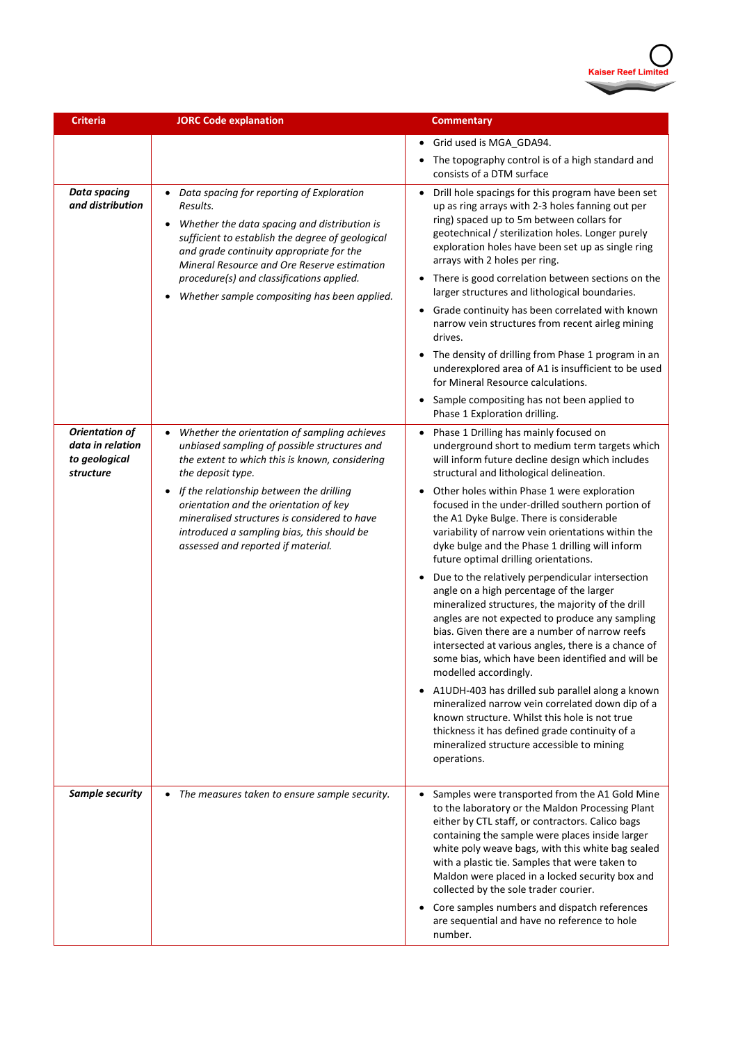| Criteria | JORC Code explanation | Commentary |
|---|---|---|
| | | • Grid used is MGA_GDA94.<br>• The topography control is of a high standard and consists of a DTM surface |
| ***Data spacing and distribution*** | • *Data spacing for reporting of Exploration Results.*<br>• *Whether the data spacing and distribution is sufficient to establish the degree of geological and grade continuity appropriate for the Mineral Resource and Ore Reserve estimation procedure(s) and classifications applied.*<br>• *Whether sample compositing has been applied.* | • Drill hole spacings for this program have been set up as ring arrays with 2-3 holes fanning out per ring) spaced up to 5m between collars for geotechnical / sterilization holes. Longer purely exploration holes have been set up as single ring arrays with 2 holes per ring.<br>• There is good correlation between sections on the larger structures and lithological boundaries.<br>• Grade continuity has been correlated with known narrow vein structures from recent airleg mining drives.<br>• The density of drilling from Phase 1 program in an underexplored area of A1 is insufficient to be used for Mineral Resource calculations.<br>• Sample compositing has not been applied to Phase 1 Exploration drilling. |
| ***Orientation of data in relation to geological structure*** | • *Whether the orientation of sampling achieves unbiased sampling of possible structures and the extent to which this is known, considering the deposit type.*<br>• *If the relationship between the drilling orientation and the orientation of key mineralised structures is considered to have introduced a sampling bias, this should be assessed and reported if material.* | • Phase 1 Drilling has mainly focused on underground short to medium term targets which will inform future decline design which includes structural and lithological delineation.<br>• Other holes within Phase 1 were exploration focused in the under-drilled southern portion of the A1 Dyke Bulge. There is considerable variability of narrow vein orientations within the dyke bulge and the Phase 1 drilling will inform future optimal drilling orientations.<br>• Due to the relatively perpendicular intersection angle on a high percentage of the larger mineralized structures, the majority of the drill angles are not expected to produce any sampling bias. Given there are a number of narrow reefs intersected at various angles, there is a chance of some bias, which have been identified and will be modelled accordingly.<br>• A1UDH-403 has drilled sub parallel along a known mineralized narrow vein correlated down dip of a known structure. Whilst this hole is not true thickness it has defined grade continuity of a mineralized structure accessible to mining operations. |
| ***Sample security*** | • *The measures taken to ensure sample security.* | • Samples were transported from the A1 Gold Mine to the laboratory or the Maldon Processing Plant either by CTL staff, or contractors. Calico bags containing the sample were places inside larger white poly weave bags, with this white bag sealed with a plastic tie. Samples that were taken to Maldon were placed in a locked security box and collected by the sole trader courier.<br>• Core samples numbers and dispatch references are sequential and have no reference to hole number. |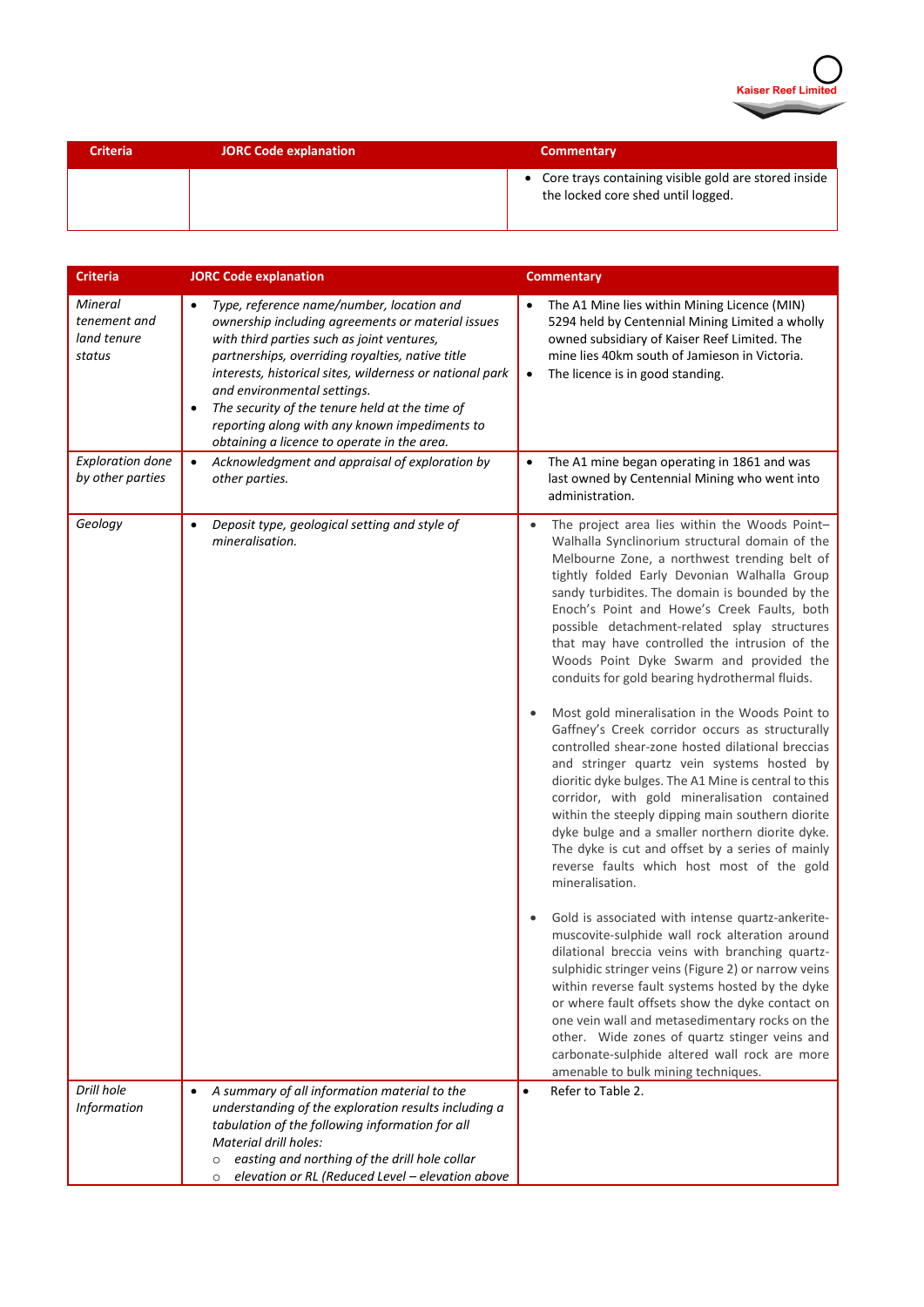| Criteria | JORC Code explanation | Commentary |
|---|---|---|
| | | • Core trays containing visible gold are stored inside the locked core shed until logged. |

| Criteria | JORC Code explanation | Commentary |
|---|---|---|
| *Mineral tenement and land tenure status* | • *Type, reference name/number, location and ownership including agreements or material issues with third parties such as joint ventures, partnerships, overriding royalties, native title interests, historical sites, wilderness or national park and environmental settings.*<br>• *The security of the tenure held at the time of reporting along with any known impediments to obtaining a licence to operate in the area.* | • The A1 Mine lies within Mining Licence (MIN) 5294 held by Centennial Mining Limited a wholly owned subsidiary of Kaiser Reef Limited. The mine lies 40km south of Jamieson in Victoria.<br>• The licence is in good standing. |
| *Exploration done by other parties* | • *Acknowledgment and appraisal of exploration by other parties.* | • The A1 mine began operating in 1861 and was last owned by Centennial Mining who went into administration. |
| *Geology* | • *Deposit type, geological setting and style of mineralisation.* | • The project area lies within the Woods Point–Walhalla Synclinorium structural domain of the Melbourne Zone, a northwest trending belt of tightly folded Early Devonian Walhalla Group sandy turbidites. The domain is bounded by the Enoch's Point and Howe's Creek Faults, both possible detachment-related splay structures that may have controlled the intrusion of the Woods Point Dyke Swarm and provided the conduits for gold bearing hydrothermal fluids.<br>• Most gold mineralisation in the Woods Point to Gaffney's Creek corridor occurs as structurally controlled shear-zone hosted dilational breccias and stringer quartz vein systems hosted by dioritic dyke bulges. The A1 Mine is central to this corridor, with gold mineralisation contained within the steeply dipping main southern diorite dyke bulge and a smaller northern diorite dyke. The dyke is cut and offset by a series of mainly reverse faults which host most of the gold mineralisation.<br>• Gold is associated with intense quartz-ankerite-muscovite-sulphide wall rock alteration around dilational breccia veins with branching quartz-sulphidic stringer veins (Figure 2) or narrow veins within reverse fault systems hosted by the dyke or where fault offsets show the dyke contact on one vein wall and metasedimentary rocks on the other. Wide zones of quartz stinger veins and carbonate-sulphide altered wall rock are more amenable to bulk mining techniques. |
| *Drill hole Information* | • *A summary of all information material to the understanding of the exploration results including a tabulation of the following information for all Material drill holes:*<br>○ *easting and northing of the drill hole collar*<br>○ *elevation or RL (Reduced Level – elevation above* | • Refer to Table 2. |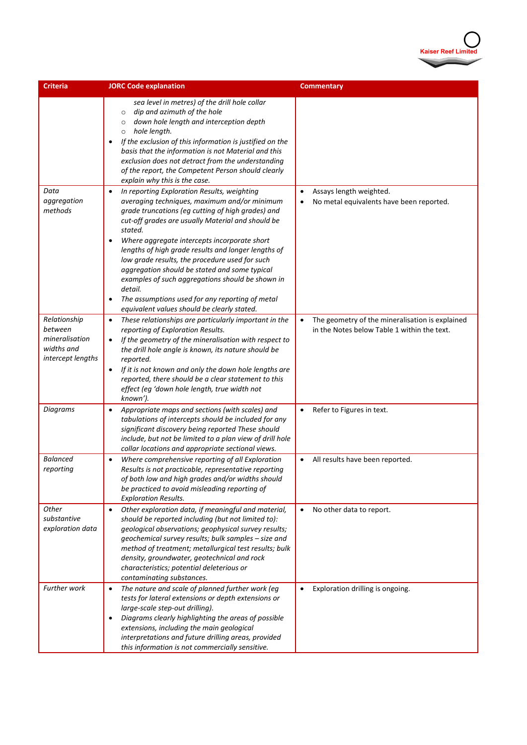| Criteria | JORC Code explanation | Commentary |
|---|---|---|
| | *sea level in metres) of the drill hole collar*<br>○ *dip and azimuth of the hole*<br>○ *down hole length and interception depth*<br>○ *hole length.*<br>• *If the exclusion of this information is justified on the basis that the information is not Material and this exclusion does not detract from the understanding of the report, the Competent Person should clearly explain why this is the case.* | |
| *Data aggregation methods* | • *In reporting Exploration Results, weighting averaging techniques, maximum and/or minimum grade truncations (eg cutting of high grades) and cut-off grades are usually Material and should be stated.*<br>• *Where aggregate intercepts incorporate short lengths of high grade results and longer lengths of low grade results, the procedure used for such aggregation should be stated and some typical examples of such aggregations should be shown in detail.*<br>• *The assumptions used for any reporting of metal equivalent values should be clearly stated.* | • Assays length weighted.<br>• No metal equivalents have been reported. |
| *Relationship between mineralisation widths and intercept lengths* | • *These relationships are particularly important in the reporting of Exploration Results.*<br>• *If the geometry of the mineralisation with respect to the drill hole angle is known, its nature should be reported.*<br>• *If it is not known and only the down hole lengths are reported, there should be a clear statement to this effect (eg 'down hole length, true width not known').* | • The geometry of the mineralisation is explained in the Notes below Table 1 within the text. |
| *Diagrams* | • *Appropriate maps and sections (with scales) and tabulations of intercepts should be included for any significant discovery being reported These should include, but not be limited to a plan view of drill hole collar locations and appropriate sectional views.* | • Refer to Figures in text. |
| *Balanced reporting* | • *Where comprehensive reporting of all Exploration Results is not practicable, representative reporting of both low and high grades and/or widths should be practiced to avoid misleading reporting of Exploration Results.* | • All results have been reported. |
| *Other substantive exploration data* | • *Other exploration data, if meaningful and material, should be reported including (but not limited to): geological observations; geophysical survey results; geochemical survey results; bulk samples – size and method of treatment; metallurgical test results; bulk density, groundwater, geotechnical and rock characteristics; potential deleterious or contaminating substances.* | • No other data to report. |
| *Further work* | • *The nature and scale of planned further work (eg tests for lateral extensions or depth extensions or large-scale step-out drilling).*<br>• *Diagrams clearly highlighting the areas of possible extensions, including the main geological interpretations and future drilling areas, provided this information is not commercially sensitive.* | • Exploration drilling is ongoing. |